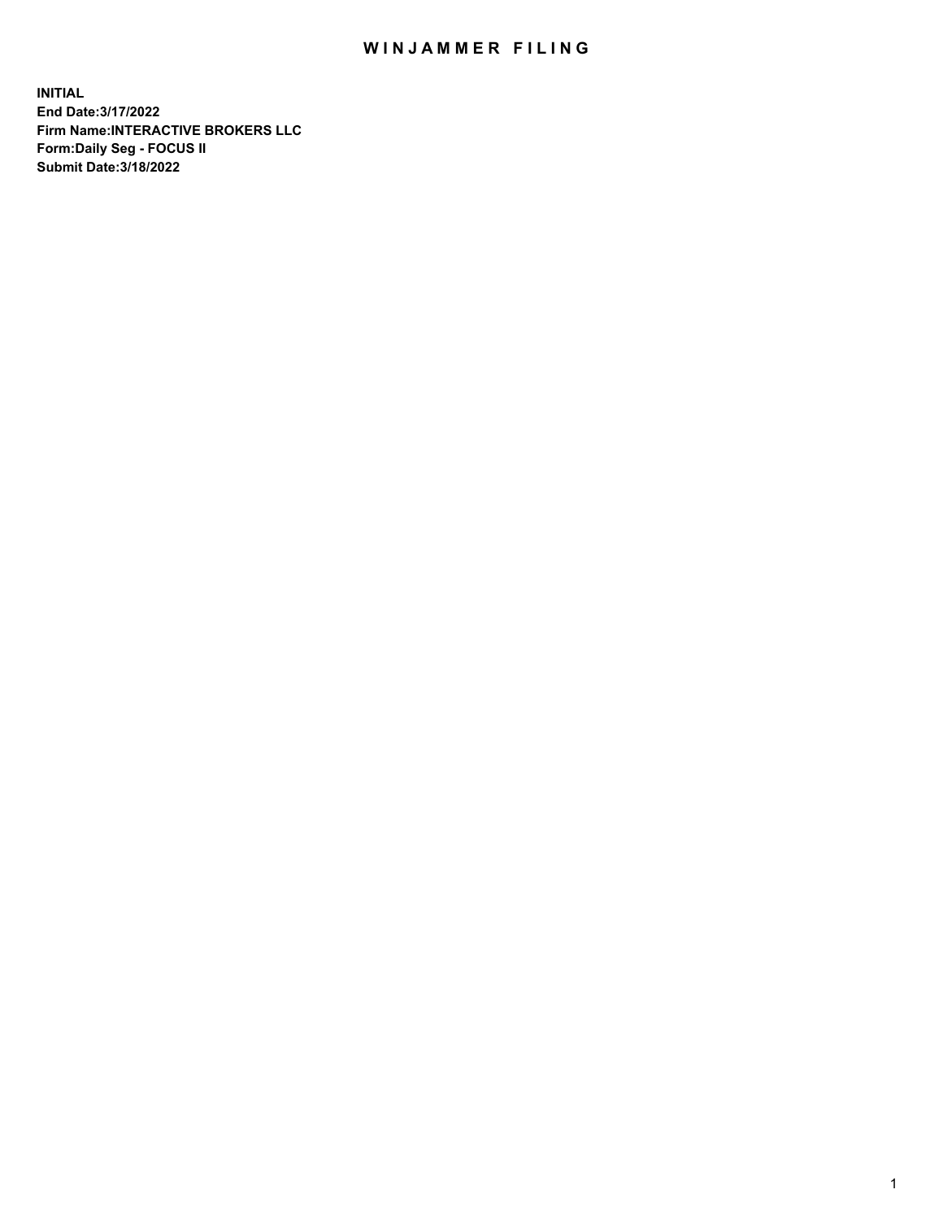# WINJAMMER FILING

**INITIAL**
**End Date:3/17/2022**
**Firm Name:INTERACTIVE BROKERS LLC**
**Form:Daily Seg - FOCUS II**
**Submit Date:3/18/2022**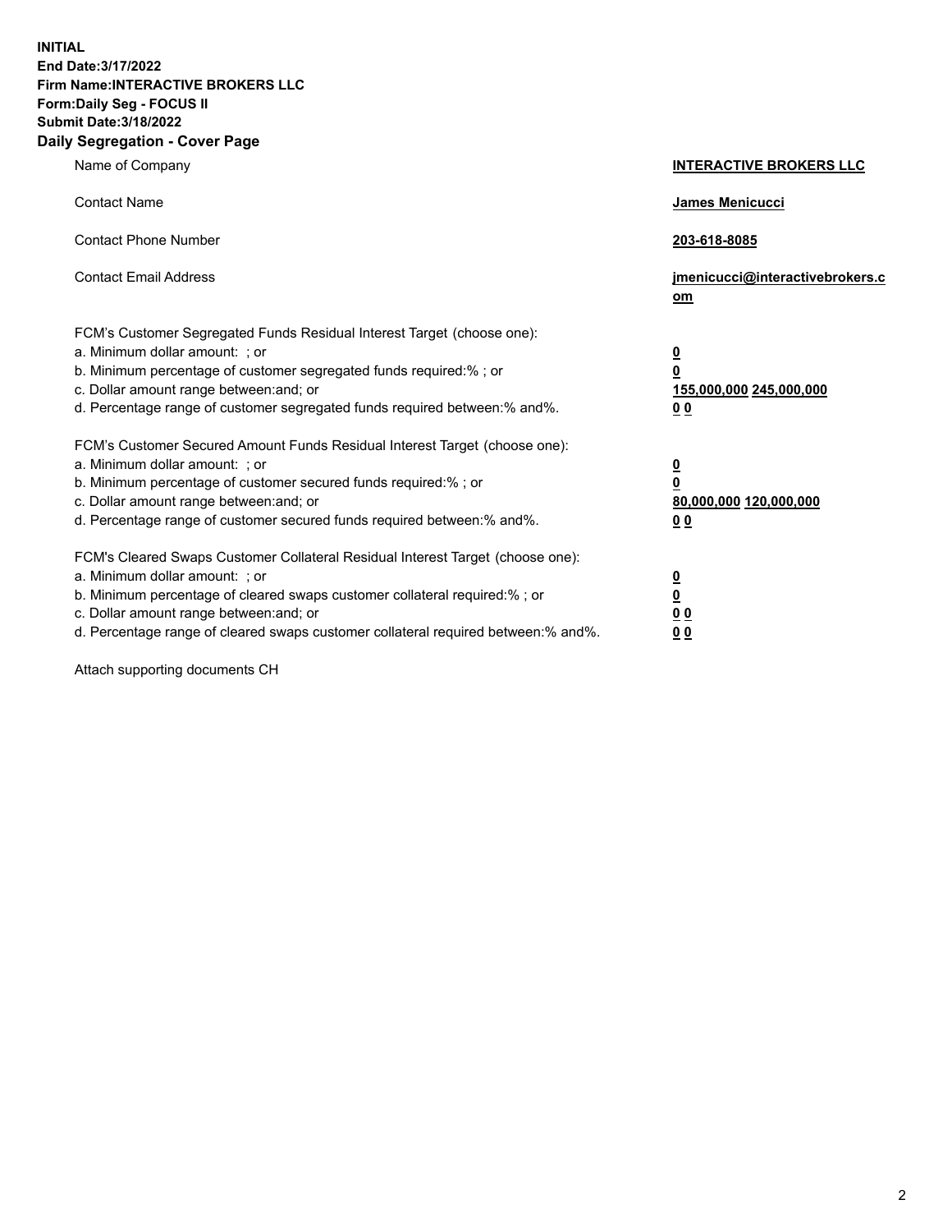**INITIAL**
**End Date:3/17/2022**
**Firm Name:INTERACTIVE BROKERS LLC**
**Form:Daily Seg - FOCUS II**
**Submit Date:3/18/2022**

## Daily Segregation - Cover Page

| | |
|---|---|
| Name of Company | **INTERACTIVE BROKERS LLC** |
| Contact Name | **James Menicucci** |
| Contact Phone Number | **203-618-8085** |
| Contact Email Address | **jmenicucci@interactivebrokers.com** |
| FCM's Customer Segregated Funds Residual Interest Target (choose one): | |
| a. Minimum dollar amount: ; or | **0** |
| b. Minimum percentage of customer segregated funds required:% ; or | **0** |
| c. Dollar amount range between:and; or | **155,000,000 245,000,000** |
| d. Percentage range of customer segregated funds required between:% and%. | **0 0** |
| FCM's Customer Secured Amount Funds Residual Interest Target (choose one): | |
| a. Minimum dollar amount: ; or | **0** |
| b. Minimum percentage of customer secured funds required:% ; or | **0** |
| c. Dollar amount range between:and; or | **80,000,000 120,000,000** |
| d. Percentage range of customer secured funds required between:% and%. | **0 0** |
| FCM's Cleared Swaps Customer Collateral Residual Interest Target (choose one): | |
| a. Minimum dollar amount: ; or | **0** |
| b. Minimum percentage of cleared swaps customer collateral required:% ; or | **0** |
| c. Dollar amount range between:and; or | **0 0** |
| d. Percentage range of cleared swaps customer collateral required between:% and%. | **0 0** |

Attach supporting documents CH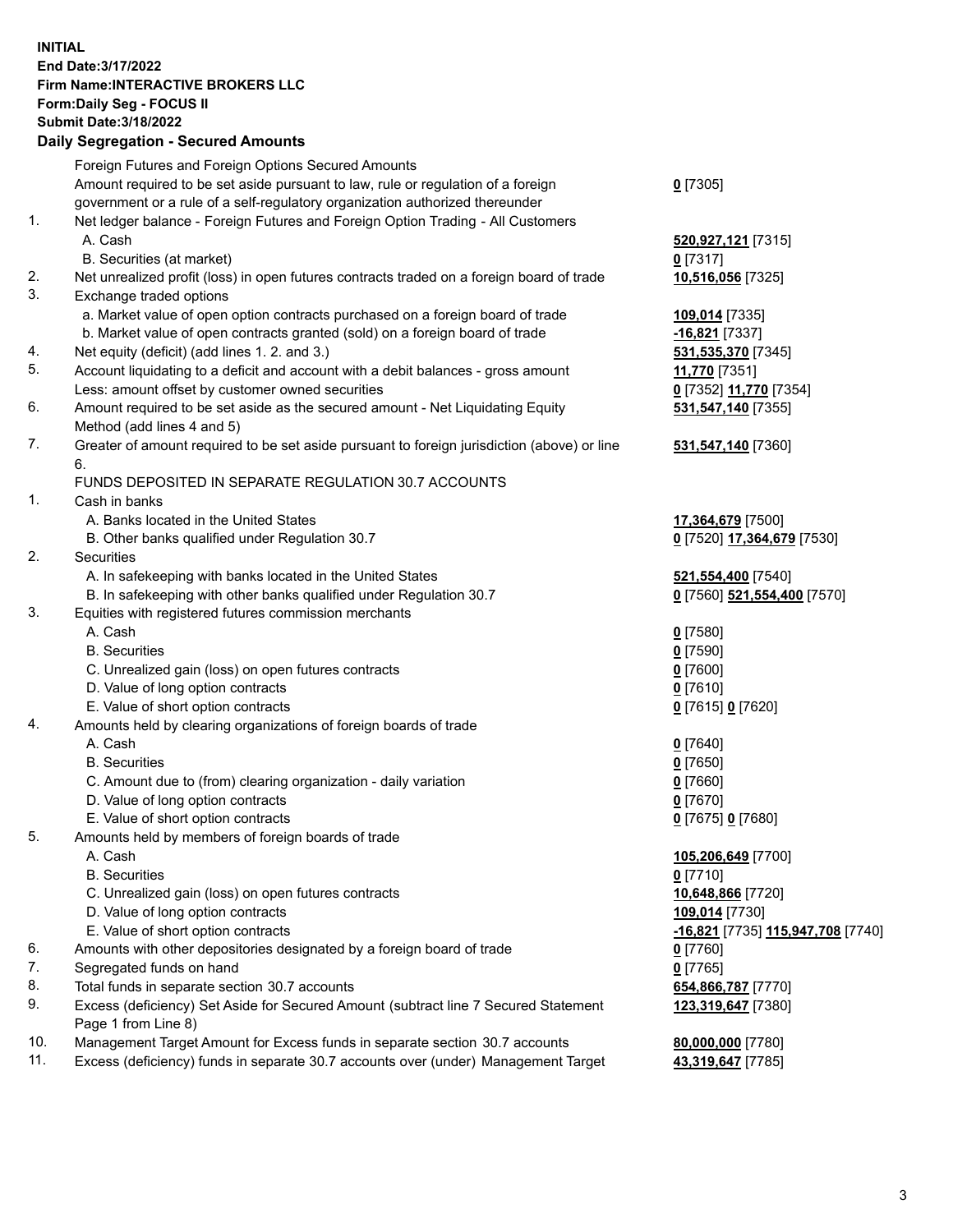**INITIAL**
**End Date:3/17/2022**
**Firm Name:INTERACTIVE BROKERS LLC**
**Form:Daily Seg - FOCUS II**
**Submit Date:3/18/2022**

## Daily Segregation - Secured Amounts

| | | |
|---|---|---|
| | Foreign Futures and Foreign Options Secured Amounts | |
| | Amount required to be set aside pursuant to law, rule or regulation of a foreign government or a rule of a self-regulatory organization authorized thereunder | **0** [7305] |
| 1. | Net ledger balance - Foreign Futures and Foreign Option Trading - All Customers | |
| | A. Cash | **520,927,121** [7315] |
| | B. Securities (at market) | **0** [7317] |
| 2. | Net unrealized profit (loss) in open futures contracts traded on a foreign board of trade | **10,516,056** [7325] |
| 3. | Exchange traded options | |
| | a. Market value of open option contracts purchased on a foreign board of trade | **109,014** [7335] |
| | b. Market value of open contracts granted (sold) on a foreign board of trade | **-16,821** [7337] |
| 4. | Net equity (deficit) (add lines 1. 2. and 3.) | **531,535,370** [7345] |
| 5. | Account liquidating to a deficit and account with a debit balances - gross amount | **11,770** [7351] |
| | Less: amount offset by customer owned securities | **0** [7352] **11,770** [7354] |
| 6. | Amount required to be set aside as the secured amount - Net Liquidating Equity Method (add lines 4 and 5) | **531,547,140** [7355] |
| 7. | Greater of amount required to be set aside pursuant to foreign jurisdiction (above) or line 6. | **531,547,140** [7360] |
| | FUNDS DEPOSITED IN SEPARATE REGULATION 30.7 ACCOUNTS | |
| 1. | Cash in banks | |
| | A. Banks located in the United States | **17,364,679** [7500] |
| | B. Other banks qualified under Regulation 30.7 | **0** [7520] **17,364,679** [7530] |
| 2. | Securities | |
| | A. In safekeeping with banks located in the United States | **521,554,400** [7540] |
| | B. In safekeeping with other banks qualified under Regulation 30.7 | **0** [7560] **521,554,400** [7570] |
| 3. | Equities with registered futures commission merchants | |
| | A. Cash | **0** [7580] |
| | B. Securities | **0** [7590] |
| | C. Unrealized gain (loss) on open futures contracts | **0** [7600] |
| | D. Value of long option contracts | **0** [7610] |
| | E. Value of short option contracts | **0** [7615] **0** [7620] |
| 4. | Amounts held by clearing organizations of foreign boards of trade | |
| | A. Cash | **0** [7640] |
| | B. Securities | **0** [7650] |
| | C. Amount due to (from) clearing organization - daily variation | **0** [7660] |
| | D. Value of long option contracts | **0** [7670] |
| | E. Value of short option contracts | **0** [7675] **0** [7680] |
| 5. | Amounts held by members of foreign boards of trade | |
| | A. Cash | **105,206,649** [7700] |
| | B. Securities | **0** [7710] |
| | C. Unrealized gain (loss) on open futures contracts | **10,648,866** [7720] |
| | D. Value of long option contracts | **109,014** [7730] |
| | E. Value of short option contracts | **-16,821** [7735] **115,947,708** [7740] |
| 6. | Amounts with other depositories designated by a foreign board of trade | **0** [7760] |
| 7. | Segregated funds on hand | **0** [7765] |
| 8. | Total funds in separate section 30.7 accounts | **654,866,787** [7770] |
| 9. | Excess (deficiency) Set Aside for Secured Amount (subtract line 7 Secured Statement Page 1 from Line 8) | **123,319,647** [7380] |
| 10. | Management Target Amount for Excess funds in separate section 30.7 accounts | **80,000,000** [7780] |
| 11. | Excess (deficiency) funds in separate 30.7 accounts over (under) Management Target | **43,319,647** [7785] |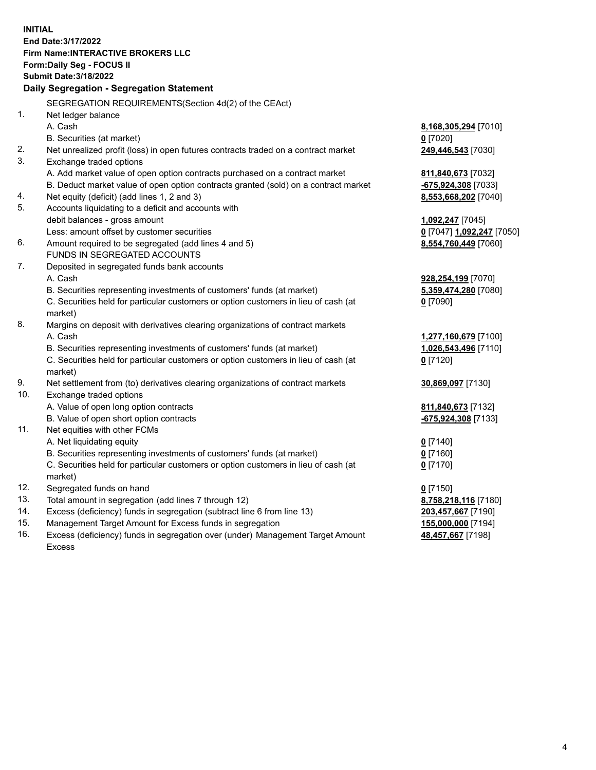**INITIAL**
**End Date:3/17/2022**
**Firm Name:INTERACTIVE BROKERS LLC**
**Form:Daily Seg - FOCUS II**
**Submit Date:3/18/2022**

**Daily Segregation - Segregation Statement**

SEGREGATION REQUIREMENTS(Section 4d(2) of the CEAct)

| | | |
|---|---|---|
| 1. | Net ledger balance | |
| | A. Cash | **8,168,305,294** [7010] |
| | B. Securities (at market) | **0** [7020] |
| 2. | Net unrealized profit (loss) in open futures contracts traded on a contract market | **249,446,543** [7030] |
| 3. | Exchange traded options | |
| | A. Add market value of open option contracts purchased on a contract market | **811,840,673** [7032] |
| | B. Deduct market value of open option contracts granted (sold) on a contract market | **-675,924,308** [7033] |
| 4. | Net equity (deficit) (add lines 1, 2 and 3) | **8,553,668,202** [7040] |
| 5. | Accounts liquidating to a deficit and accounts with debit balances - gross amount | **1,092,247** [7045] |
| | Less: amount offset by customer securities | **0** [7047] **1,092,247** [7050] |
| 6. | Amount required to be segregated (add lines 4 and 5) | **8,554,760,449** [7060] |
| | FUNDS IN SEGREGATED ACCOUNTS | |
| 7. | Deposited in segregated funds bank accounts | |
| | A. Cash | **928,254,199** [7070] |
| | B. Securities representing investments of customers' funds (at market) | **5,359,474,280** [7080] |
| | C. Securities held for particular customers or option customers in lieu of cash (at market) | **0** [7090] |
| 8. | Margins on deposit with derivatives clearing organizations of contract markets | |
| | A. Cash | **1,277,160,679** [7100] |
| | B. Securities representing investments of customers' funds (at market) | **1,026,543,496** [7110] |
| | C. Securities held for particular customers or option customers in lieu of cash (at market) | **0** [7120] |
| 9. | Net settlement from (to) derivatives clearing organizations of contract markets | **30,869,097** [7130] |
| 10. | Exchange traded options | |
| | A. Value of open long option contracts | **811,840,673** [7132] |
| | B. Value of open short option contracts | **-675,924,308** [7133] |
| 11. | Net equities with other FCMs | |
| | A. Net liquidating equity | **0** [7140] |
| | B. Securities representing investments of customers' funds (at market) | **0** [7160] |
| | C. Securities held for particular customers or option customers in lieu of cash (at market) | **0** [7170] |
| 12. | Segregated funds on hand | **0** [7150] |
| 13. | Total amount in segregation (add lines 7 through 12) | **8,758,218,116** [7180] |
| 14. | Excess (deficiency) funds in segregation (subtract line 6 from line 13) | **203,457,667** [7190] |
| 15. | Management Target Amount for Excess funds in segregation | **155,000,000** [7194] |
| 16. | Excess (deficiency) funds in segregation over (under) Management Target Amount Excess | **48,457,667** [7198] |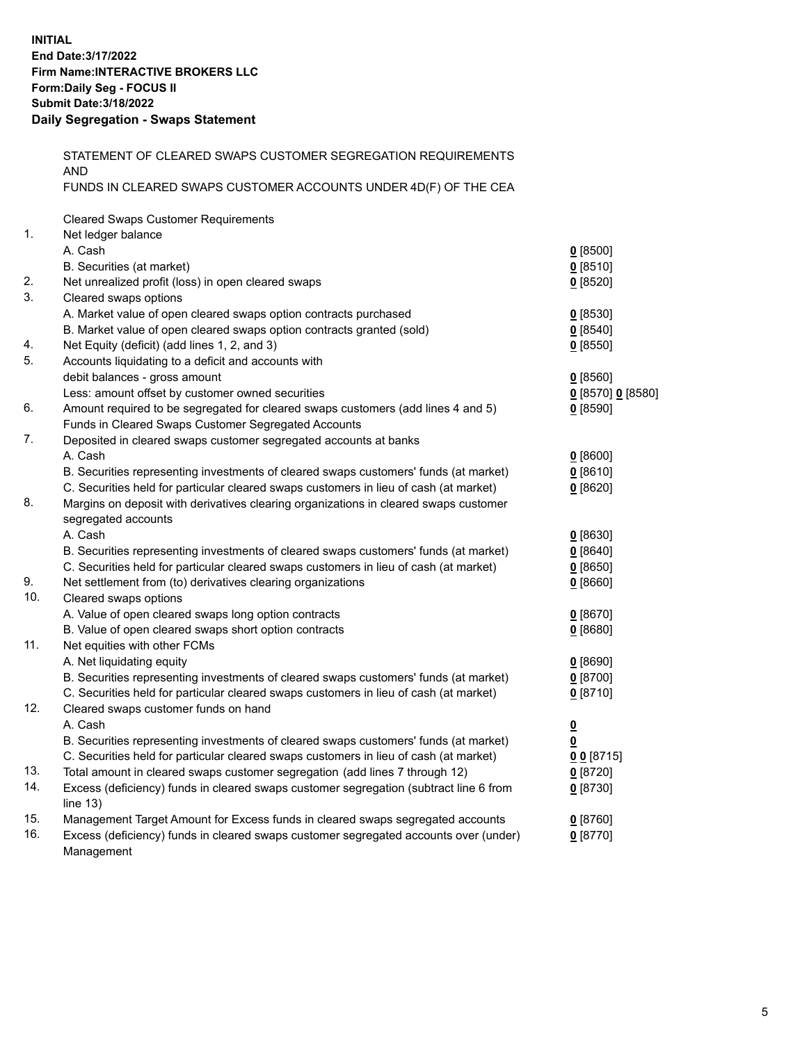**INITIAL**
**End Date:3/17/2022**
**Firm Name:INTERACTIVE BROKERS LLC**
**Form:Daily Seg - FOCUS II**
**Submit Date:3/18/2022**
**Daily Segregation - Swaps Statement**

STATEMENT OF CLEARED SWAPS CUSTOMER SEGREGATION REQUIREMENTS AND FUNDS IN CLEARED SWAPS CUSTOMER ACCOUNTS UNDER 4D(F) OF THE CEA

| | | |
|---|---|---|
| | Cleared Swaps Customer Requirements | |
| 1. | Net ledger balance | |
| | A. Cash | 0 [8500] |
| | B. Securities (at market) | 0 [8510] |
| 2. | Net unrealized profit (loss) in open cleared swaps | 0 [8520] |
| 3. | Cleared swaps options | |
| | A. Market value of open cleared swaps option contracts purchased | 0 [8530] |
| | B. Market value of open cleared swaps option contracts granted (sold) | 0 [8540] |
| 4. | Net Equity (deficit) (add lines 1, 2, and 3) | 0 [8550] |
| 5. | Accounts liquidating to a deficit and accounts with debit balances - gross amount | 0 [8560] |
| | Less: amount offset by customer owned securities | 0 [8570] 0 [8580] |
| 6. | Amount required to be segregated for cleared swaps customers (add lines 4 and 5) | 0 [8590] |
| | Funds in Cleared Swaps Customer Segregated Accounts | |
| 7. | Deposited in cleared swaps customer segregated accounts at banks | |
| | A. Cash | 0 [8600] |
| | B. Securities representing investments of cleared swaps customers' funds (at market) | 0 [8610] |
| | C. Securities held for particular cleared swaps customers in lieu of cash (at market) | 0 [8620] |
| 8. | Margins on deposit with derivatives clearing organizations in cleared swaps customer segregated accounts | |
| | A. Cash | 0 [8630] |
| | B. Securities representing investments of cleared swaps customers' funds (at market) | 0 [8640] |
| | C. Securities held for particular cleared swaps customers in lieu of cash (at market) | 0 [8650] |
| 9. | Net settlement from (to) derivatives clearing organizations | 0 [8660] |
| 10. | Cleared swaps options | |
| | A. Value of open cleared swaps long option contracts | 0 [8670] |
| | B. Value of open cleared swaps short option contracts | 0 [8680] |
| 11. | Net equities with other FCMs | |
| | A. Net liquidating equity | 0 [8690] |
| | B. Securities representing investments of cleared swaps customers' funds (at market) | 0 [8700] |
| | C. Securities held for particular cleared swaps customers in lieu of cash (at market) | 0 [8710] |
| 12. | Cleared swaps customer funds on hand | |
| | A. Cash | 0 |
| | B. Securities representing investments of cleared swaps customers' funds (at market) | 0 |
| | C. Securities held for particular cleared swaps customers in lieu of cash (at market) | 0 0 [8715] |
| 13. | Total amount in cleared swaps customer segregation (add lines 7 through 12) | 0 [8720] |
| 14. | Excess (deficiency) funds in cleared swaps customer segregation (subtract line 6 from line 13) | 0 [8730] |
| 15. | Management Target Amount for Excess funds in cleared swaps segregated accounts | 0 [8760] |
| 16. | Excess (deficiency) funds in cleared swaps customer segregated accounts over (under) Management | 0 [8770] |